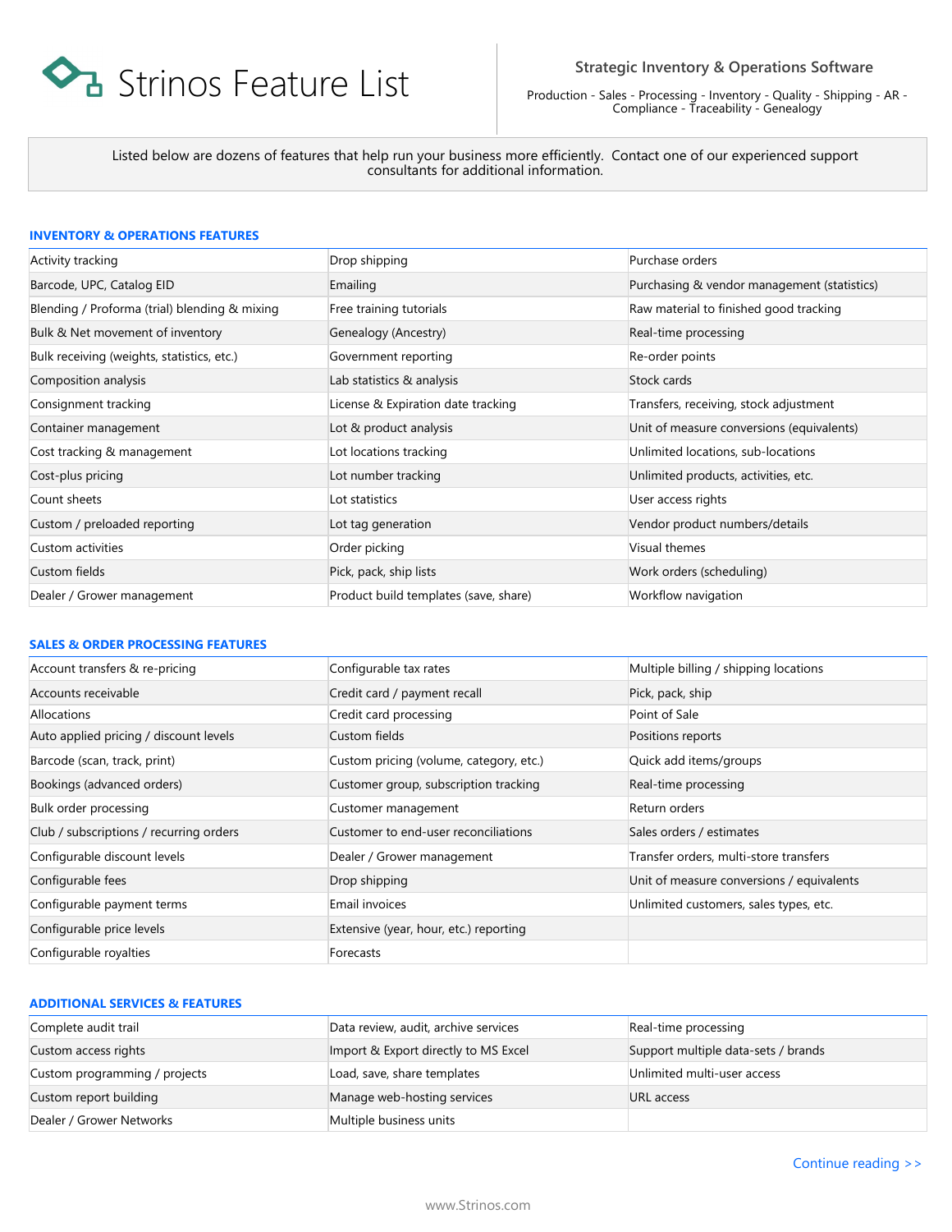# Strinos Feature List

**Strategic Inventory & Operations Software**

Production - Sales - Processing - Inventory - Quality - Shipping - AR - Compliance - Traceability - Genealogy

Listed below are dozens of features that help run your business more efficiently. Contact one of our experienced support consultants for additional information.

## INVENTORY & OPERATIONS FEATURES

| | | |
|---|---|---|
| Activity tracking | Drop shipping | Purchase orders |
| Barcode, UPC, Catalog EID | Emailing | Purchasing & vendor management (statistics) |
| Blending / Proforma (trial) blending & mixing | Free training tutorials | Raw material to finished good tracking |
| Bulk & Net movement of inventory | Genealogy (Ancestry) | Real-time processing |
| Bulk receiving (weights, statistics, etc.) | Government reporting | Re-order points |
| Composition analysis | Lab statistics & analysis | Stock cards |
| Consignment tracking | License & Expiration date tracking | Transfers, receiving, stock adjustment |
| Container management | Lot & product analysis | Unit of measure conversions (equivalents) |
| Cost tracking & management | Lot locations tracking | Unlimited locations, sub-locations |
| Cost-plus pricing | Lot number tracking | Unlimited products, activities, etc. |
| Count sheets | Lot statistics | User access rights |
| Custom / preloaded reporting | Lot tag generation | Vendor product numbers/details |
| Custom activities | Order picking | Visual themes |
| Custom fields | Pick, pack, ship lists | Work orders (scheduling) |
| Dealer / Grower management | Product build templates (save, share) | Workflow navigation |

## SALES & ORDER PROCESSING FEATURES

| | | |
|---|---|---|
| Account transfers & re-pricing | Configurable tax rates | Multiple billing / shipping locations |
| Accounts receivable | Credit card / payment recall | Pick, pack, ship |
| Allocations | Credit card processing | Point of Sale |
| Auto applied pricing / discount levels | Custom fields | Positions reports |
| Barcode (scan, track, print) | Custom pricing (volume, category, etc.) | Quick add items/groups |
| Bookings (advanced orders) | Customer group, subscription tracking | Real-time processing |
| Bulk order processing | Customer management | Return orders |
| Club / subscriptions / recurring orders | Customer to end-user reconciliations | Sales orders / estimates |
| Configurable discount levels | Dealer / Grower management | Transfer orders, multi-store transfers |
| Configurable fees | Drop shipping | Unit of measure conversions / equivalents |
| Configurable payment terms | Email invoices | Unlimited customers, sales types, etc. |
| Configurable price levels | Extensive (year, hour, etc.) reporting | |
| Configurable royalties | Forecasts | |

## ADDITIONAL SERVICES & FEATURES

| | | |
|---|---|---|
| Complete audit trail | Data review, audit, archive services | Real-time processing |
| Custom access rights | Import & Export directly to MS Excel | Support multiple data-sets / brands |
| Custom programming / projects | Load, save, share templates | Unlimited multi-user access |
| Custom report building | Manage web-hosting services | URL access |
| Dealer / Grower Networks | Multiple business units | |

Continue reading >>

www.Strinos.com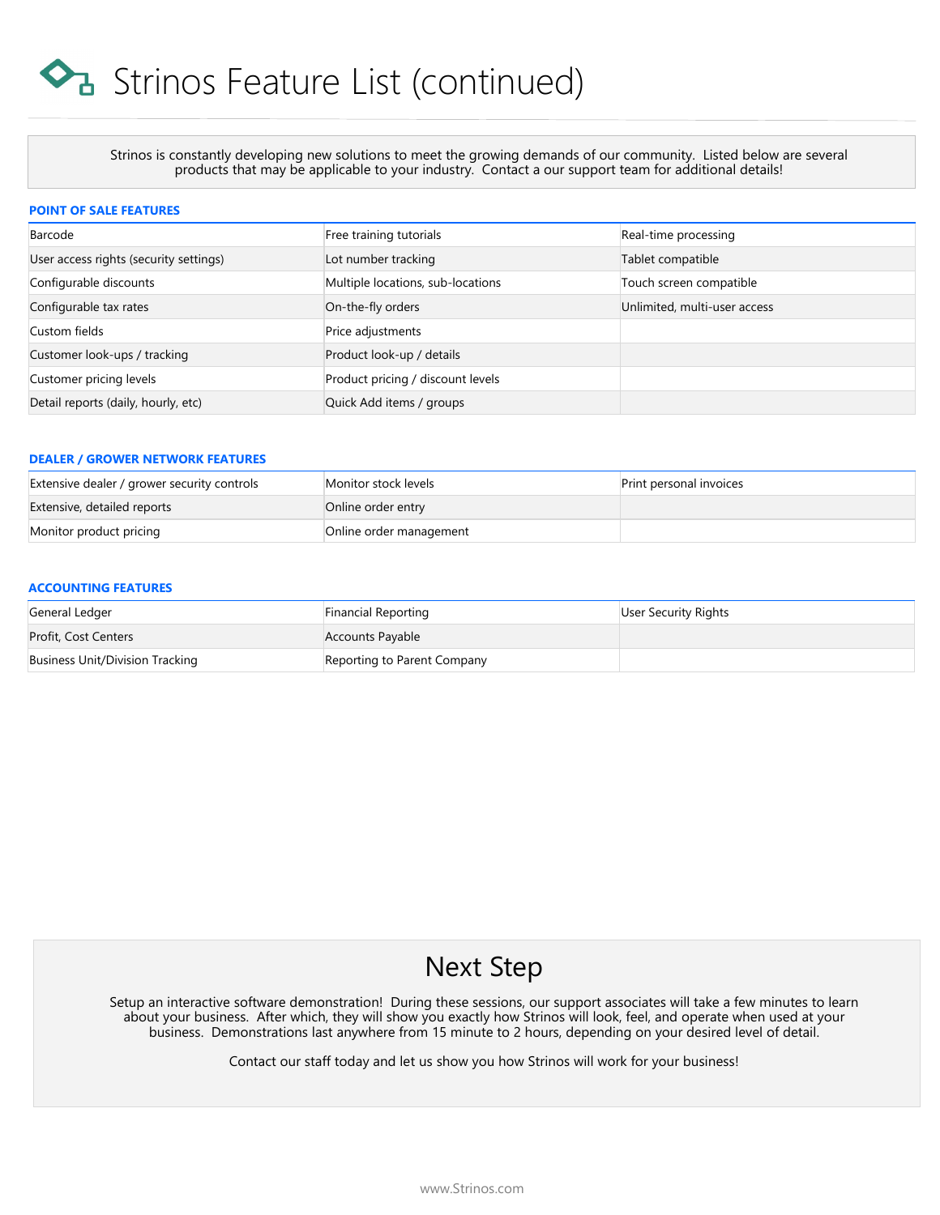# Strinos Feature List (continued)

Strinos is constantly developing new solutions to meet the growing demands of our community. Listed below are several products that may be applicable to your industry. Contact a our support team for additional details!

### POINT OF SALE FEATURES

| | | |
|---|---|---|
| Barcode | Free training tutorials | Real-time processing |
| User access rights (security settings) | Lot number tracking | Tablet compatible |
| Configurable discounts | Multiple locations, sub-locations | Touch screen compatible |
| Configurable tax rates | On-the-fly orders | Unlimited, multi-user access |
| Custom fields | Price adjustments | |
| Customer look-ups / tracking | Product look-up / details | |
| Customer pricing levels | Product pricing / discount levels | |
| Detail reports (daily, hourly, etc) | Quick Add items / groups | |

### DEALER / GROWER NETWORK FEATURES

| | | |
|---|---|---|
| Extensive dealer / grower security controls | Monitor stock levels | Print personal invoices |
| Extensive, detailed reports | Online order entry | |
| Monitor product pricing | Online order management | |

### ACCOUNTING FEATURES

| | | |
|---|---|---|
| General Ledger | Financial Reporting | User Security Rights |
| Profit, Cost Centers | Accounts Payable | |
| Business Unit/Division Tracking | Reporting to Parent Company | |

## Next Step

Setup an interactive software demonstration! During these sessions, our support associates will take a few minutes to learn about your business. After which, they will show you exactly how Strinos will look, feel, and operate when used at your business. Demonstrations last anywhere from 15 minute to 2 hours, depending on your desired level of detail.

Contact our staff today and let us show you how Strinos will work for your business!

www.Strinos.com